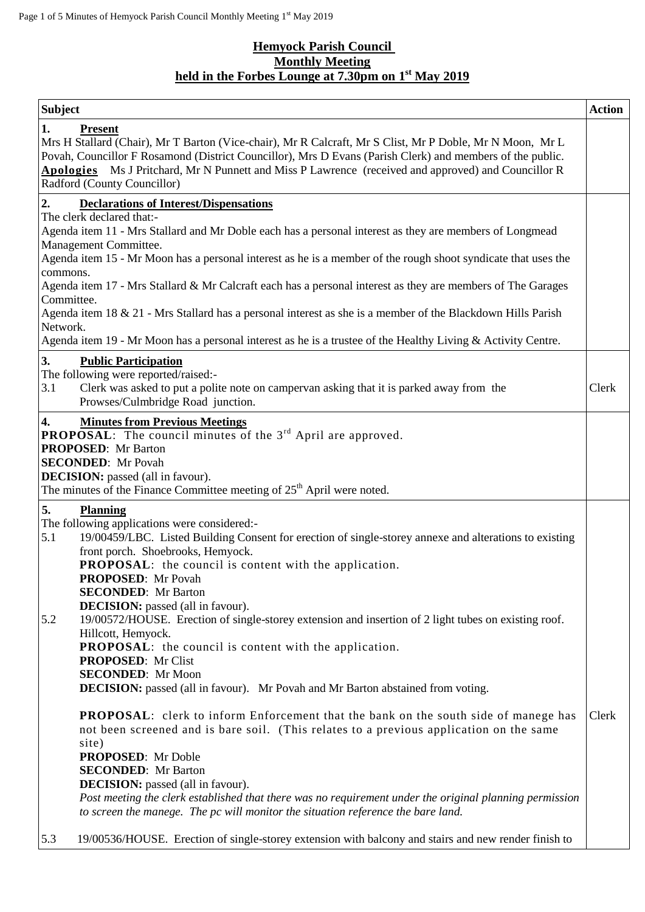# Hemyock Parish Council
## Monthly Meeting
## held in the Forbes Lounge at 7.30pm on 1st May 2019

| Subject | Action |
|---|---|
| **1. Present**<br>Mrs H Stallard (Chair), Mr T Barton (Vice-chair), Mr R Calcraft, Mr S Clist, Mr P Doble, Mr N Moon, Mr L Povah, Councillor F Rosamond (District Councillor), Mrs D Evans (Parish Clerk) and members of the public.<br>**Apologies** Ms J Pritchard, Mr N Punnett and Miss P Lawrence (received and approved) and Councillor R Radford (County Councillor) | |
| **2. Declarations of Interest/Dispensations**<br>The clerk declared that:-<br>Agenda item 11 - Mrs Stallard and Mr Doble each has a personal interest as they are members of Longmead Management Committee.<br>Agenda item 15 - Mr Moon has a personal interest as he is a member of the rough shoot syndicate that uses the commons.<br>Agenda item 17 - Mrs Stallard & Mr Calcraft each has a personal interest as they are members of The Garages Committee.<br>Agenda item 18 & 21 - Mrs Stallard has a personal interest as she is a member of the Blackdown Hills Parish Network.<br>Agenda item 19 - Mr Moon has a personal interest as he is a trustee of the Healthy Living & Activity Centre. | |
| **3. Public Participation**<br>The following were reported/raised:-<br>3.1 Clerk was asked to put a polite note on campervan asking that it is parked away from the Prowses/Culmbridge Road junction. | Clerk |
| **4. Minutes from Previous Meetings**<br>**PROPOSAL**: The council minutes of the 3rd April are approved.<br>**PROPOSED**: Mr Barton<br>**SECONDED**: Mr Povah<br>**DECISION:** passed (all in favour).<br>The minutes of the Finance Committee meeting of 25th April were noted. | |
| **5. Planning**<br>The following applications were considered:-<br>5.1 19/00459/LBC. Listed Building Consent for erection of single-storey annexe and alterations to existing front porch. Shoebrooks, Hemyock.<br>**PROPOSAL**: the council is content with the application.<br>**PROPOSED**: Mr Povah<br>**SECONDED**: Mr Barton<br>**DECISION:** passed (all in favour).<br>5.2 19/00572/HOUSE. Erection of single-storey extension and insertion of 2 light tubes on existing roof. Hillcott, Hemyock.<br>**PROPOSAL**: the council is content with the application.<br>**PROPOSED**: Mr Clist<br>**SECONDED**: Mr Moon<br>**DECISION:** passed (all in favour). Mr Povah and Mr Barton abstained from voting.<br><br>**PROPOSAL**: clerk to inform Enforcement that the bank on the south side of manege has not been screened and is bare soil. (This relates to a previous application on the same site)<br>**PROPOSED**: Mr Doble<br>**SECONDED**: Mr Barton<br>**DECISION:** passed (all in favour).<br>*Post meeting the clerk established that there was no requirement under the original planning permission to screen the manege. The pc will monitor the situation reference the bare land.*<br><br>5.3 19/00536/HOUSE. Erection of single-storey extension with balcony and stairs and new render finish to | Clerk |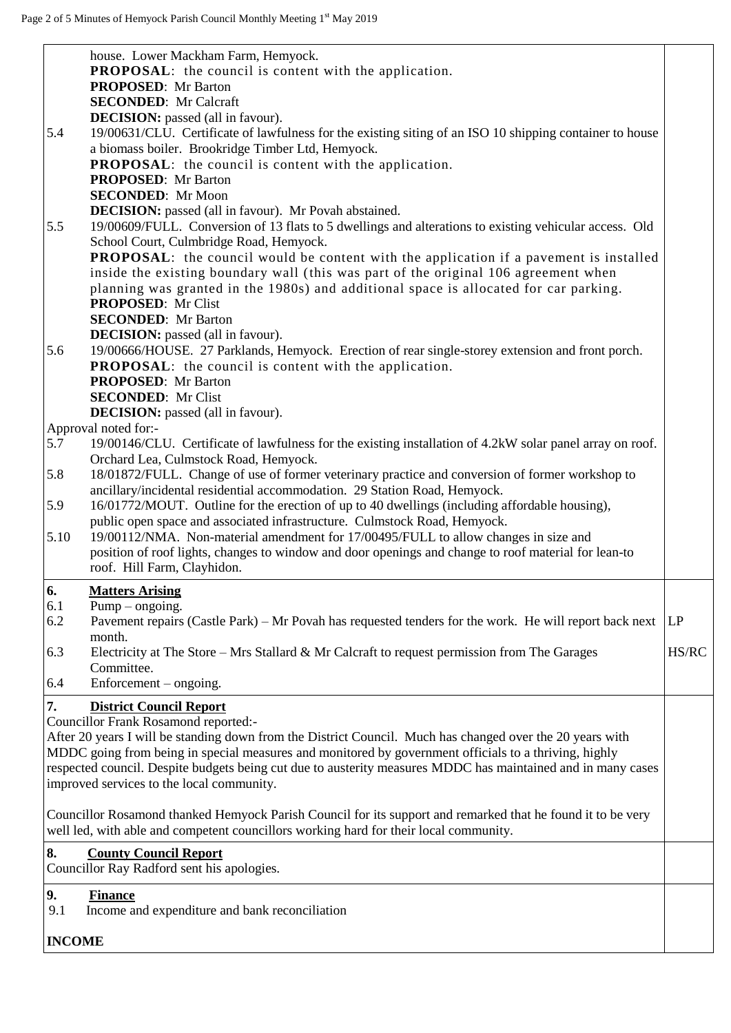house. Lower Mackham Farm, Hemyock.
**PROPOSAL**: the council is content with the application.
**PROPOSED**: Mr Barton
**SECONDED**: Mr Calcraft
**DECISION:** passed (all in favour).

5.4 19/00631/CLU. Certificate of lawfulness for the existing siting of an ISO 10 shipping container to house a biomass boiler. Brookridge Timber Ltd, Hemyock.
**PROPOSAL**: the council is content with the application.
**PROPOSED**: Mr Barton
**SECONDED**: Mr Moon
**DECISION:** passed (all in favour). Mr Povah abstained.

5.5 19/00609/FULL. Conversion of 13 flats to 5 dwellings and alterations to existing vehicular access. Old School Court, Culmbridge Road, Hemyock.
**PROPOSAL**: the council would be content with the application if a pavement is installed inside the existing boundary wall (this was part of the original 106 agreement when planning was granted in the 1980s) and additional space is allocated for car parking.
**PROPOSED**: Mr Clist
**SECONDED**: Mr Barton
**DECISION:** passed (all in favour).

5.6 19/00666/HOUSE. 27 Parklands, Hemyock. Erection of rear single-storey extension and front porch.
**PROPOSAL**: the council is content with the application.
**PROPOSED**: Mr Barton
**SECONDED**: Mr Clist
**DECISION:** passed (all in favour).

Approval noted for:-

5.7 19/00146/CLU. Certificate of lawfulness for the existing installation of 4.2kW solar panel array on roof. Orchard Lea, Culmstock Road, Hemyock.

5.8 18/01872/FULL. Change of use of former veterinary practice and conversion of former workshop to ancillary/incidental residential accommodation. 29 Station Road, Hemyock.

5.9 16/01772/MOUT. Outline for the erection of up to 40 dwellings (including affordable housing), public open space and associated infrastructure. Culmstock Road, Hemyock.

5.10 19/00112/NMA. Non-material amendment for 17/00495/FULL to allow changes in size and position of roof lights, changes to window and door openings and change to roof material for lean-to roof. Hill Farm, Clayhidon.

## 6. Matters Arising

6.1 Pump – ongoing.

6.2 Pavement repairs (Castle Park) – Mr Povah has requested tenders for the work. He will report back next month. **LP**

6.3 Electricity at The Store – Mrs Stallard & Mr Calcraft to request permission from The Garages Committee. **HS/RC**

6.4 Enforcement – ongoing.

## 7. District Council Report

Councillor Frank Rosamond reported:-

After 20 years I will be standing down from the District Council. Much has changed over the 20 years with MDDC going from being in special measures and monitored by government officials to a thriving, highly respected council. Despite budgets being cut due to austerity measures MDDC has maintained and in many cases improved services to the local community.

Councillor Rosamond thanked Hemyock Parish Council for its support and remarked that he found it to be very well led, with able and competent councillors working hard for their local community.

## 8. County Council Report

Councillor Ray Radford sent his apologies.

## 9. Finance

9.1 Income and expenditure and bank reconciliation

**INCOME**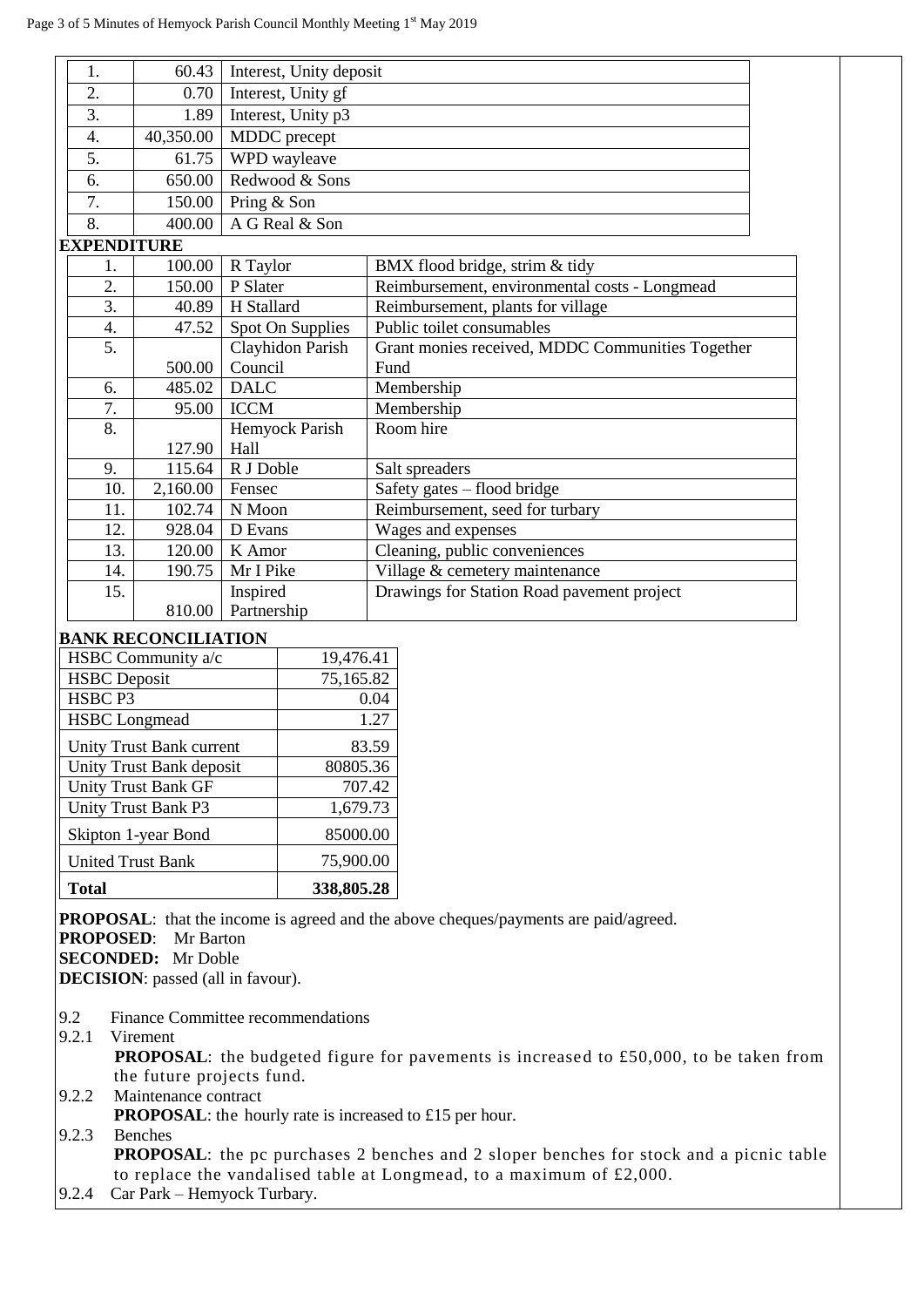| | | |
|---|---|---|
| 1. | 60.43 | Interest, Unity deposit |
| 2. | 0.70 | Interest, Unity gf |
| 3. | 1.89 | Interest, Unity p3 |
| 4. | 40,350.00 | MDDC precept |
| 5. | 61.75 | WPD wayleave |
| 6. | 650.00 | Redwood & Sons |
| 7. | 150.00 | Pring & Son |
| 8. | 400.00 | A G Real & Son |

**EXPENDITURE**

| | | | |
|---|---|---|---|
| 1. | 100.00 | R Taylor | BMX flood bridge, strim & tidy |
| 2. | 150.00 | P Slater | Reimbursement, environmental costs - Longmead |
| 3. | 40.89 | H Stallard | Reimbursement, plants for village |
| 4. | 47.52 | Spot On Supplies | Public toilet consumables |
| 5. | 500.00 | Clayhidon Parish Council | Grant monies received, MDDC Communities Together Fund |
| 6. | 485.02 | DALC | Membership |
| 7. | 95.00 | ICCM | Membership |
| 8. | 127.90 | Hemyock Parish Hall | Room hire |
| 9. | 115.64 | R J Doble | Salt spreaders |
| 10. | 2,160.00 | Fensec | Safety gates – flood bridge |
| 11. | 102.74 | N Moon | Reimbursement, seed for turbary |
| 12. | 928.04 | D Evans | Wages and expenses |
| 13. | 120.00 | K Amor | Cleaning, public conveniences |
| 14. | 190.75 | Mr I Pike | Village & cemetery maintenance |
| 15. | 810.00 | Inspired Partnership | Drawings for Station Road pavement project |

**BANK RECONCILIATION**

| | |
|---|---|
| HSBC Community a/c | 19,476.41 |
| HSBC Deposit | 75,165.82 |
| HSBC P3 | 0.04 |
| HSBC Longmead | 1.27 |
| Unity Trust Bank current | 83.59 |
| Unity Trust Bank deposit | 80805.36 |
| Unity Trust Bank GF | 707.42 |
| Unity Trust Bank P3 | 1,679.73 |
| Skipton 1-year Bond | 85000.00 |
| United Trust Bank | 75,900.00 |
| **Total** | **338,805.28** |

**PROPOSAL**: that the income is agreed and the above cheques/payments are paid/agreed.
**PROPOSED**: Mr Barton
**SECONDED:** Mr Doble
**DECISION**: passed (all in favour).

9.2 Finance Committee recommendations

9.2.1 Virement
**PROPOSAL**: the budgeted figure for pavements is increased to £50,000, to be taken from the future projects fund.

9.2.2 Maintenance contract
**PROPOSAL**: the hourly rate is increased to £15 per hour.

9.2.3 Benches
**PROPOSAL**: the pc purchases 2 benches and 2 sloper benches for stock and a picnic table to replace the vandalised table at Longmead, to a maximum of £2,000.

9.2.4 Car Park – Hemyock Turbary.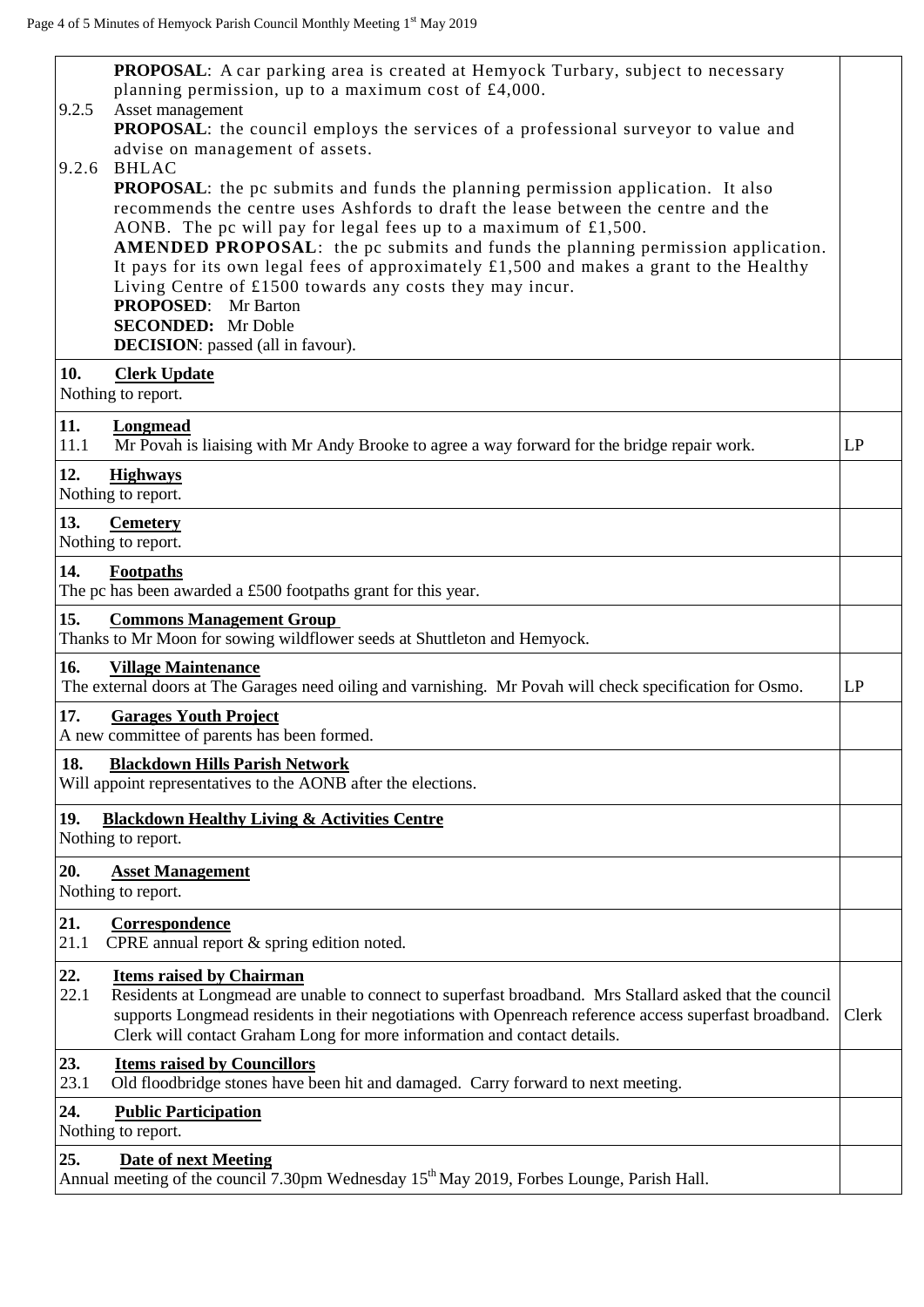**PROPOSAL**: A car parking area is created at Hemyock Turbary, subject to necessary planning permission, up to a maximum cost of £4,000.

9.2.5 Asset management

**PROPOSAL**: the council employs the services of a professional surveyor to value and advise on management of assets.

9.2.6 BHLAC

**PROPOSAL**: the pc submits and funds the planning permission application. It also recommends the centre uses Ashfords to draft the lease between the centre and the AONB. The pc will pay for legal fees up to a maximum of £1,500.

**AMENDED PROPOSAL**: the pc submits and funds the planning permission application. It pays for its own legal fees of approximately £1,500 and makes a grant to the Healthy Living Centre of £1500 towards any costs they may incur.

**PROPOSED**: Mr Barton

**SECONDED:** Mr Doble

**DECISION**: passed (all in favour).

| | |
|---|---|
| **10. Clerk Update**<br>Nothing to report. | |
| **11. Longmead**<br>11.1 Mr Povah is liaising with Mr Andy Brooke to agree a way forward for the bridge repair work. | LP |
| **12. Highways**<br>Nothing to report. | |
| **13. Cemetery**<br>Nothing to report. | |
| **14. Footpaths**<br>The pc has been awarded a £500 footpaths grant for this year. | |
| **15. Commons Management Group**<br>Thanks to Mr Moon for sowing wildflower seeds at Shuttleton and Hemyock. | |
| **16. Village Maintenance**<br>The external doors at The Garages need oiling and varnishing. Mr Povah will check specification for Osmo. | LP |
| **17. Garages Youth Project**<br>A new committee of parents has been formed. | |
| **18. Blackdown Hills Parish Network**<br>Will appoint representatives to the AONB after the elections. | |
| **19. Blackdown Healthy Living & Activities Centre**<br>Nothing to report. | |
| **20. Asset Management**<br>Nothing to report. | |
| **21. Correspondence**<br>21.1 CPRE annual report & spring edition noted. | |
| **22. Items raised by Chairman**<br>22.1 Residents at Longmead are unable to connect to superfast broadband. Mrs Stallard asked that the council supports Longmead residents in their negotiations with Openreach reference access superfast broadband. Clerk will contact Graham Long for more information and contact details. | Clerk |
| **23. Items raised by Councillors**<br>23.1 Old floodbridge stones have been hit and damaged. Carry forward to next meeting. | |
| **24. Public Participation**<br>Nothing to report. | |
| **25. Date of next Meeting**<br>Annual meeting of the council 7.30pm Wednesday 15th May 2019, Forbes Lounge, Parish Hall. | |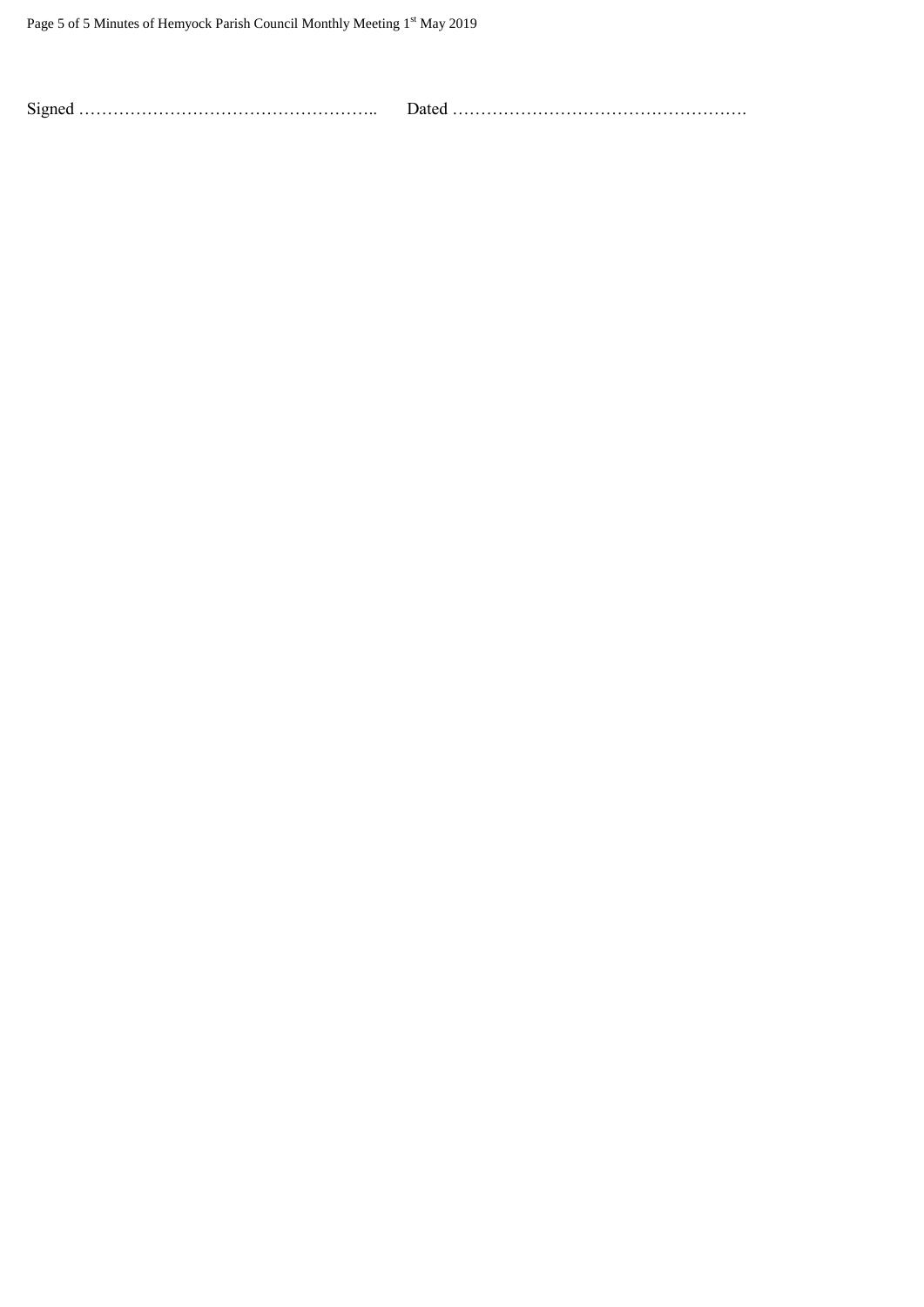Signed …………………………………………….. Dated …………………………………………….